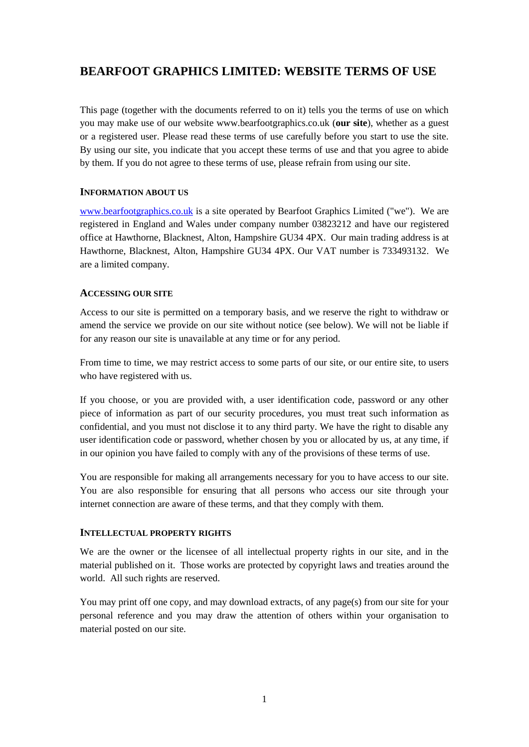# BEARFOOT GRAPHICS LIMITED: WEBSITE TERMS OF USE

This page (together with the documents referred to on it) tells you the terms of use on which you may make use of our website www.bearfootgraphics.co.uk (**our site**), whether as a guest or a registered user. Please read these terms of use carefully before you start to use the site. By using our site, you indicate that you accept these terms of use and that you agree to abide by them. If you do not agree to these terms of use, please refrain from using our site.

## INFORMATION ABOUT US

[www.bearfootgraphics.co.uk](http://www.bearfootgraphics.co.uk) is a site operated by Bearfoot Graphics Limited ("we"). We are registered in England and Wales under company number 03823212 and have our registered office at Hawthorne, Blacknest, Alton, Hampshire GU34 4PX. Our main trading address is at Hawthorne, Blacknest, Alton, Hampshire GU34 4PX. Our VAT number is 733493132. We are a limited company.

## ACCESSING OUR SITE

Access to our site is permitted on a temporary basis, and we reserve the right to withdraw or amend the service we provide on our site without notice (see below). We will not be liable if for any reason our site is unavailable at any time or for any period.

From time to time, we may restrict access to some parts of our site, or our entire site, to users who have registered with us.

If you choose, or you are provided with, a user identification code, password or any other piece of information as part of our security procedures, you must treat such information as confidential, and you must not disclose it to any third party. We have the right to disable any user identification code or password, whether chosen by you or allocated by us, at any time, if in our opinion you have failed to comply with any of the provisions of these terms of use.

You are responsible for making all arrangements necessary for you to have access to our site. You are also responsible for ensuring that all persons who access our site through your internet connection are aware of these terms, and that they comply with them.

## INTELLECTUAL PROPERTY RIGHTS

We are the owner or the licensee of all intellectual property rights in our site, and in the material published on it. Those works are protected by copyright laws and treaties around the world. All such rights are reserved.

You may print off one copy, and may download extracts, of any page(s) from our site for your personal reference and you may draw the attention of others within your organisation to material posted on our site.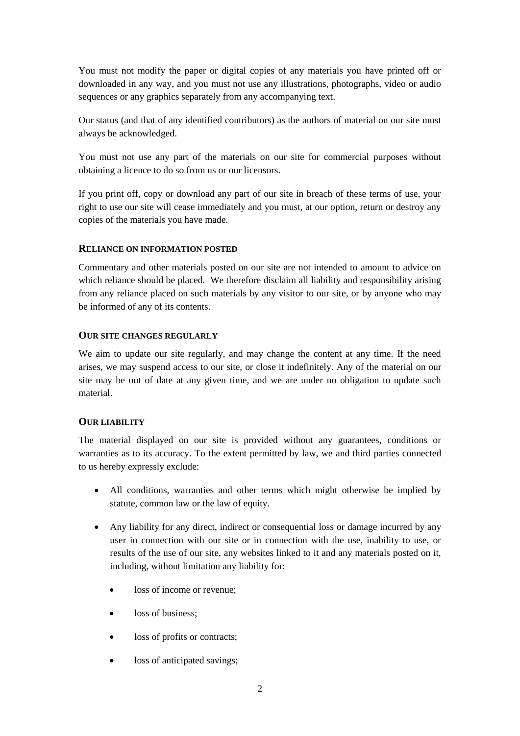You must not modify the paper or digital copies of any materials you have printed off or downloaded in any way, and you must not use any illustrations, photographs, video or audio sequences or any graphics separately from any accompanying text.

Our status (and that of any identified contributors) as the authors of material on our site must always be acknowledged.

You must not use any part of the materials on our site for commercial purposes without obtaining a licence to do so from us or our licensors.

If you print off, copy or download any part of our site in breach of these terms of use, your right to use our site will cease immediately and you must, at our option, return or destroy any copies of the materials you have made.

## RELIANCE ON INFORMATION POSTED

Commentary and other materials posted on our site are not intended to amount to advice on which reliance should be placed. We therefore disclaim all liability and responsibility arising from any reliance placed on such materials by any visitor to our site, or by anyone who may be informed of any of its contents.

## OUR SITE CHANGES REGULARLY

We aim to update our site regularly, and may change the content at any time. If the need arises, we may suspend access to our site, or close it indefinitely. Any of the material on our site may be out of date at any given time, and we are under no obligation to update such material.

## OUR LIABILITY

The material displayed on our site is provided without any guarantees, conditions or warranties as to its accuracy. To the extent permitted by law, we and third parties connected to us hereby expressly exclude:

- All conditions, warranties and other terms which might otherwise be implied by statute, common law or the law of equity.
- Any liability for any direct, indirect or consequential loss or damage incurred by any user in connection with our site or in connection with the use, inability to use, or results of the use of our site, any websites linked to it and any materials posted on it, including, without limitation any liability for:
  - loss of income or revenue;
  - loss of business;
  - loss of profits or contracts;
  - loss of anticipated savings;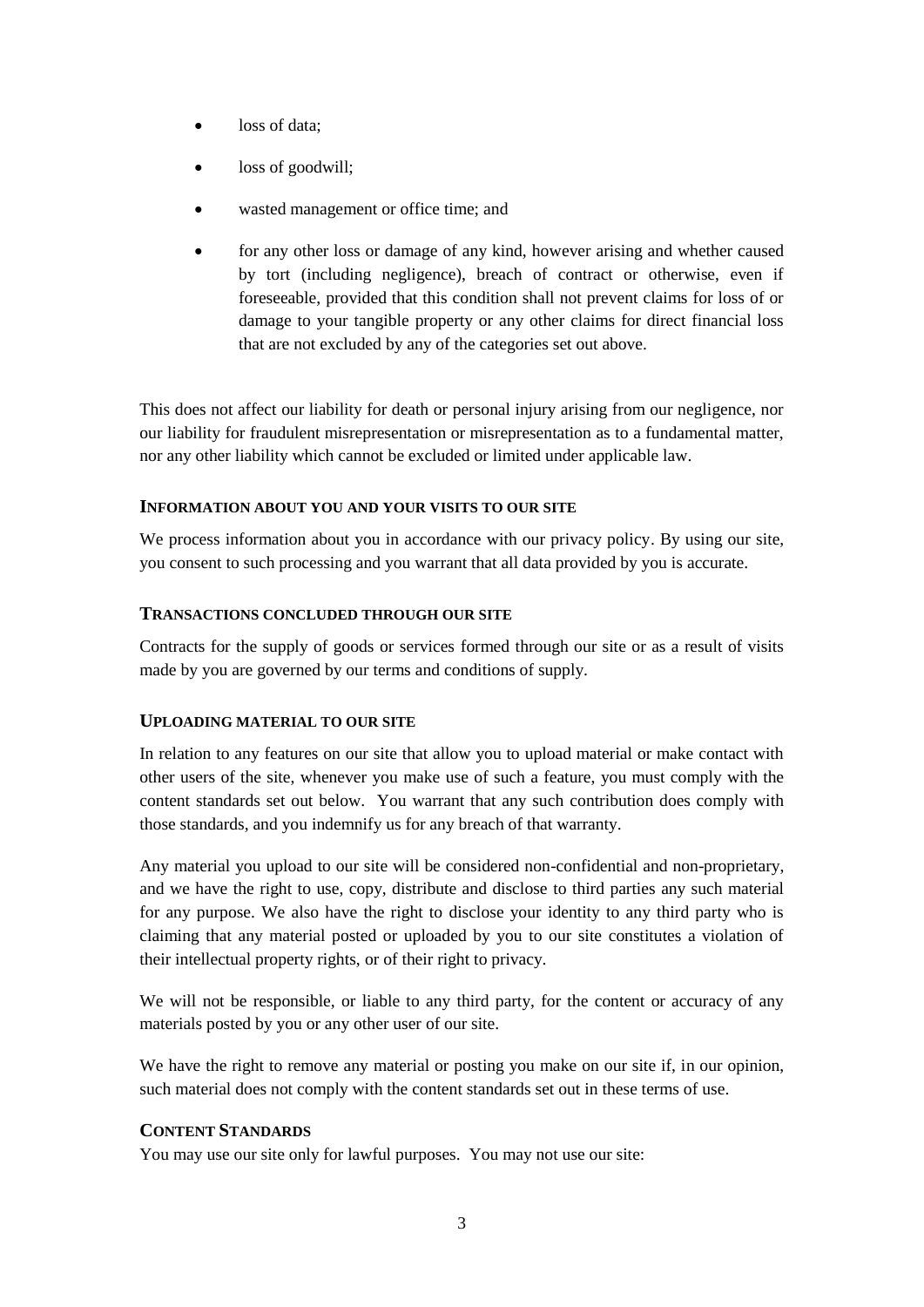- loss of data;
- loss of goodwill;
- wasted management or office time; and
- for any other loss or damage of any kind, however arising and whether caused by tort (including negligence), breach of contract or otherwise, even if foreseeable, provided that this condition shall not prevent claims for loss of or damage to your tangible property or any other claims for direct financial loss that are not excluded by any of the categories set out above.

This does not affect our liability for death or personal injury arising from our negligence, nor our liability for fraudulent misrepresentation or misrepresentation as to a fundamental matter, nor any other liability which cannot be excluded or limited under applicable law.

### INFORMATION ABOUT YOU AND YOUR VISITS TO OUR SITE

We process information about you in accordance with our privacy policy. By using our site, you consent to such processing and you warrant that all data provided by you is accurate.

### TRANSACTIONS CONCLUDED THROUGH OUR SITE

Contracts for the supply of goods or services formed through our site or as a result of visits made by you are governed by our terms and conditions of supply.

### UPLOADING MATERIAL TO OUR SITE

In relation to any features on our site that allow you to upload material or make contact with other users of the site, whenever you make use of such a feature, you must comply with the content standards set out below. You warrant that any such contribution does comply with those standards, and you indemnify us for any breach of that warranty.

Any material you upload to our site will be considered non-confidential and non-proprietary, and we have the right to use, copy, distribute and disclose to third parties any such material for any purpose. We also have the right to disclose your identity to any third party who is claiming that any material posted or uploaded by you to our site constitutes a violation of their intellectual property rights, or of their right to privacy.

We will not be responsible, or liable to any third party, for the content or accuracy of any materials posted by you or any other user of our site.

We have the right to remove any material or posting you make on our site if, in our opinion, such material does not comply with the content standards set out in these terms of use.

### CONTENT STANDARDS

You may use our site only for lawful purposes. You may not use our site: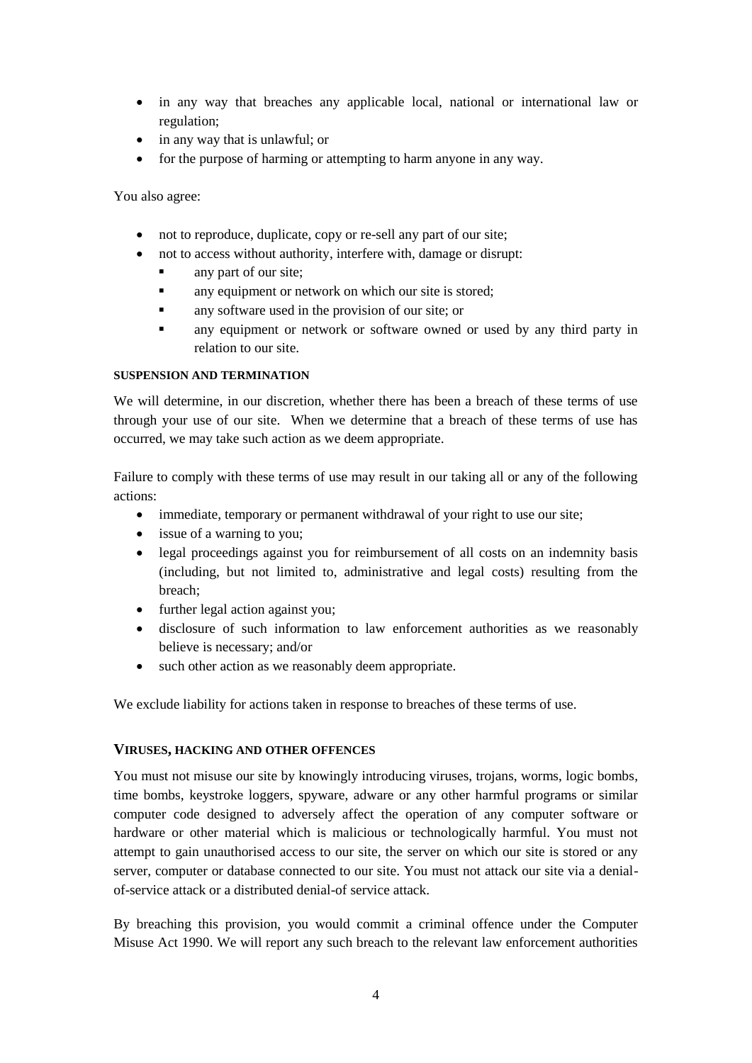- in any way that breaches any applicable local, national or international law or regulation;
- in any way that is unlawful; or
- for the purpose of harming or attempting to harm anyone in any way.

You also agree:

- not to reproduce, duplicate, copy or re-sell any part of our site;
- not to access without authority, interfere with, damage or disrupt:
  - any part of our site;
  - any equipment or network on which our site is stored;
  - any software used in the provision of our site; or
  - any equipment or network or software owned or used by any third party in relation to our site.

#### SUSPENSION AND TERMINATION

We will determine, in our discretion, whether there has been a breach of these terms of use through your use of our site. When we determine that a breach of these terms of use has occurred, we may take such action as we deem appropriate.

Failure to comply with these terms of use may result in our taking all or any of the following actions:

- immediate, temporary or permanent withdrawal of your right to use our site;
- issue of a warning to you;
- legal proceedings against you for reimbursement of all costs on an indemnity basis (including, but not limited to, administrative and legal costs) resulting from the breach;
- further legal action against you;
- disclosure of such information to law enforcement authorities as we reasonably believe is necessary; and/or
- such other action as we reasonably deem appropriate.

We exclude liability for actions taken in response to breaches of these terms of use.

### VIRUSES, HACKING AND OTHER OFFENCES

You must not misuse our site by knowingly introducing viruses, trojans, worms, logic bombs, time bombs, keystroke loggers, spyware, adware or any other harmful programs or similar computer code designed to adversely affect the operation of any computer software or hardware or other material which is malicious or technologically harmful. You must not attempt to gain unauthorised access to our site, the server on which our site is stored or any server, computer or database connected to our site. You must not attack our site via a denial-of-service attack or a distributed denial-of service attack.

By breaching this provision, you would commit a criminal offence under the Computer Misuse Act 1990. We will report any such breach to the relevant law enforcement authorities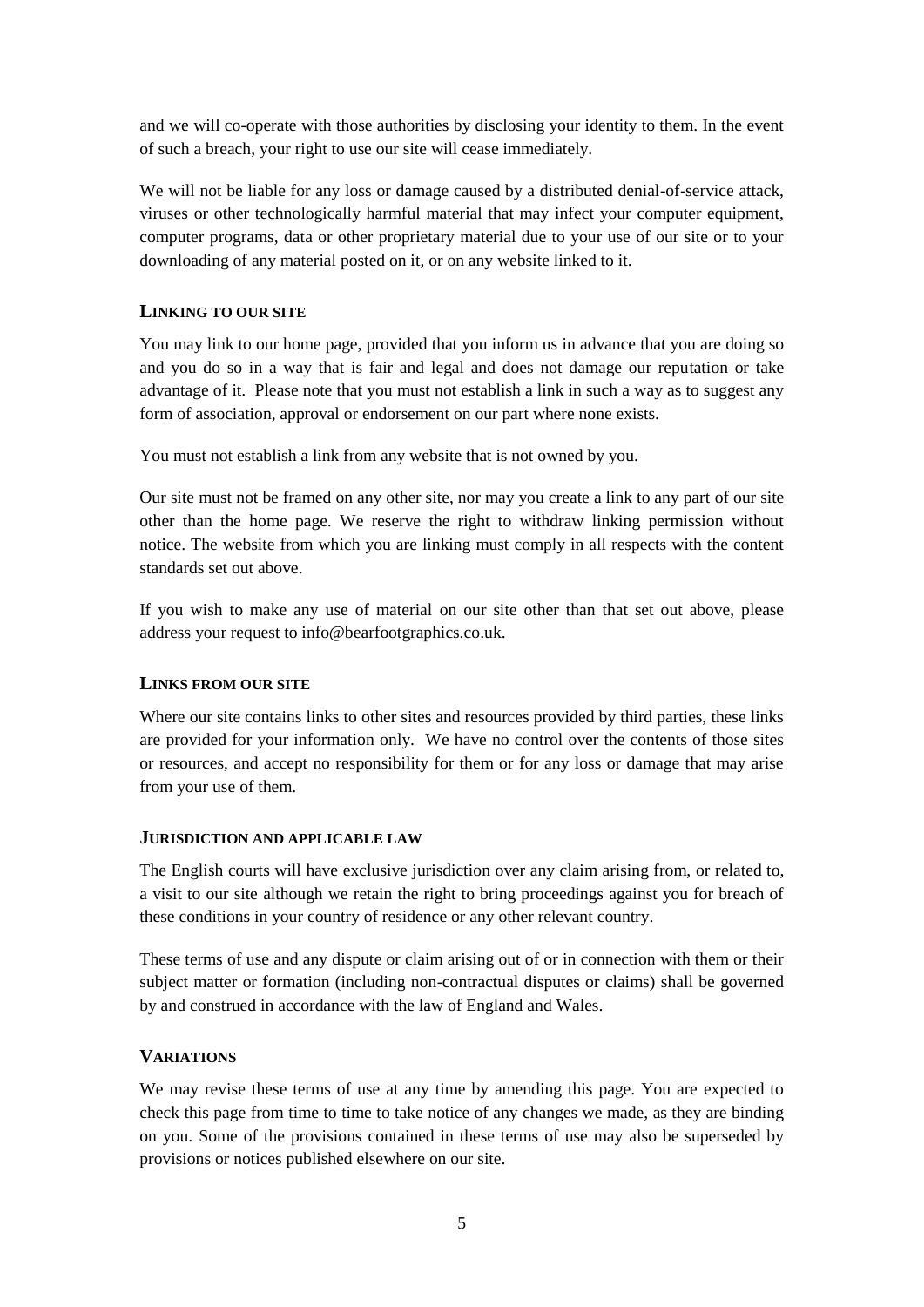and we will co-operate with those authorities by disclosing your identity to them. In the event of such a breach, your right to use our site will cease immediately.

We will not be liable for any loss or damage caused by a distributed denial-of-service attack, viruses or other technologically harmful material that may infect your computer equipment, computer programs, data or other proprietary material due to your use of our site or to your downloading of any material posted on it, or on any website linked to it.

### LINKING TO OUR SITE

You may link to our home page, provided that you inform us in advance that you are doing so and you do so in a way that is fair and legal and does not damage our reputation or take advantage of it. Please note that you must not establish a link in such a way as to suggest any form of association, approval or endorsement on our part where none exists.

You must not establish a link from any website that is not owned by you.

Our site must not be framed on any other site, nor may you create a link to any part of our site other than the home page. We reserve the right to withdraw linking permission without notice. The website from which you are linking must comply in all respects with the content standards set out above.

If you wish to make any use of material on our site other than that set out above, please address your request to info@bearfootgraphics.co.uk.

### LINKS FROM OUR SITE

Where our site contains links to other sites and resources provided by third parties, these links are provided for your information only. We have no control over the contents of those sites or resources, and accept no responsibility for them or for any loss or damage that may arise from your use of them.

### JURISDICTION AND APPLICABLE LAW

The English courts will have exclusive jurisdiction over any claim arising from, or related to, a visit to our site although we retain the right to bring proceedings against you for breach of these conditions in your country of residence or any other relevant country.

These terms of use and any dispute or claim arising out of or in connection with them or their subject matter or formation (including non-contractual disputes or claims) shall be governed by and construed in accordance with the law of England and Wales.

### VARIATIONS

We may revise these terms of use at any time by amending this page. You are expected to check this page from time to time to take notice of any changes we made, as they are binding on you. Some of the provisions contained in these terms of use may also be superseded by provisions or notices published elsewhere on our site.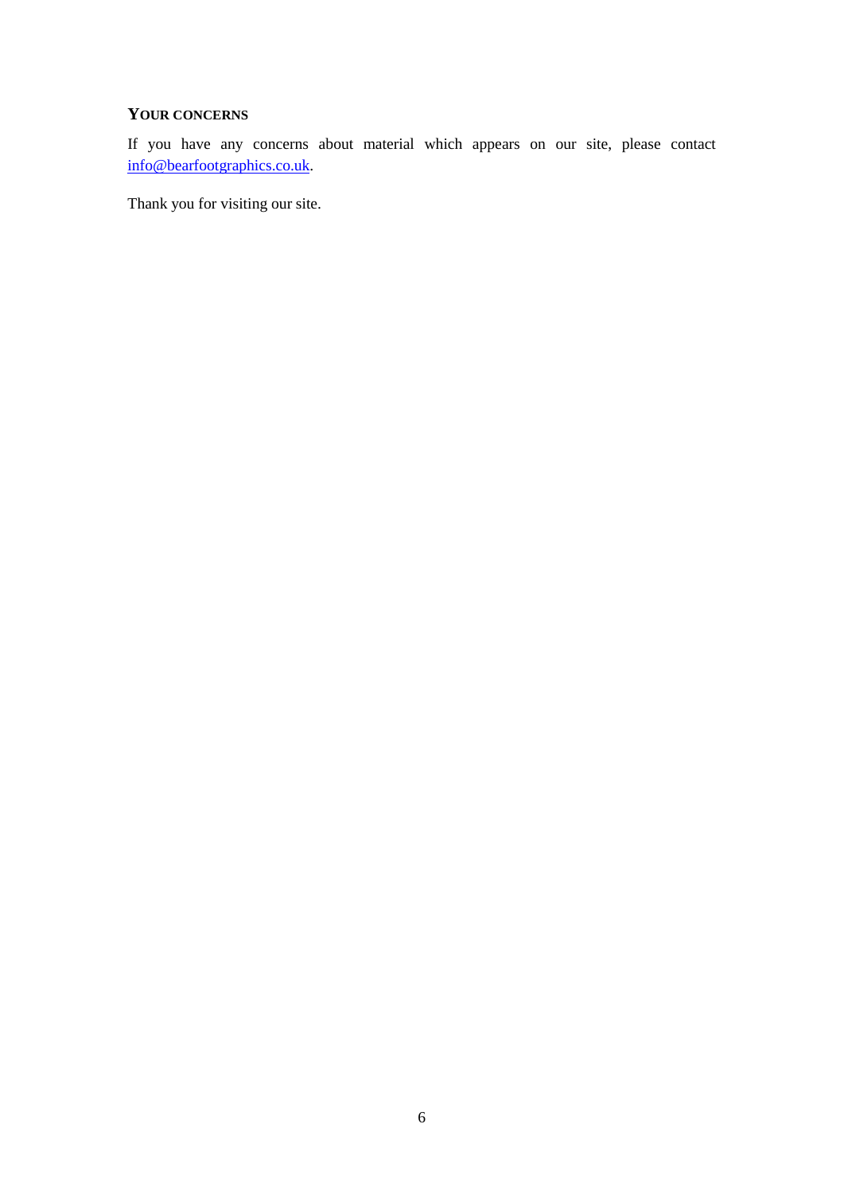### YOUR CONCERNS

If you have any concerns about material which appears on our site, please contact info@bearfootgraphics.co.uk.

Thank you for visiting our site.